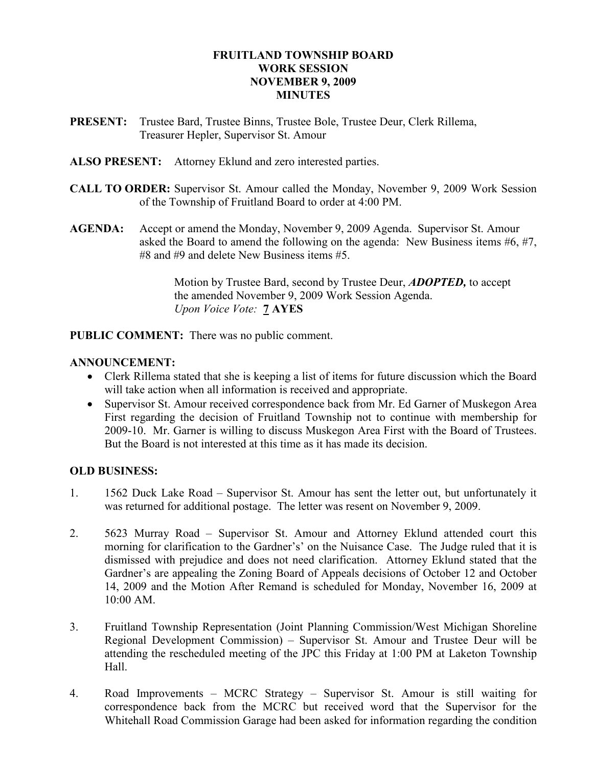# FRUITLAND TOWNSHIP BOARD
# WORK SESSION
# NOVEMBER 9, 2009
# MINUTES

**PRESENT:** Trustee Bard, Trustee Binns, Trustee Bole, Trustee Deur, Clerk Rillema, Treasurer Hepler, Supervisor St. Amour

**ALSO PRESENT:** Attorney Eklund and zero interested parties.

**CALL TO ORDER:** Supervisor St. Amour called the Monday, November 9, 2009 Work Session of the Township of Fruitland Board to order at 4:00 PM.

**AGENDA:** Accept or amend the Monday, November 9, 2009 Agenda. Supervisor St. Amour asked the Board to amend the following on the agenda: New Business items #6, #7, #8 and #9 and delete New Business items #5.

> Motion by Trustee Bard, second by Trustee Deur, ***ADOPTED,*** to accept the amended November 9, 2009 Work Session Agenda.
> *Upon Voice Vote:* **7 AYES**

**PUBLIC COMMENT:** There was no public comment.

**ANNOUNCEMENT:**

- Clerk Rillema stated that she is keeping a list of items for future discussion which the Board will take action when all information is received and appropriate.
- Supervisor St. Amour received correspondence back from Mr. Ed Garner of Muskegon Area First regarding the decision of Fruitland Township not to continue with membership for 2009-10. Mr. Garner is willing to discuss Muskegon Area First with the Board of Trustees. But the Board is not interested at this time as it has made its decision.

**OLD BUSINESS:**

1. 1562 Duck Lake Road – Supervisor St. Amour has sent the letter out, but unfortunately it was returned for additional postage. The letter was resent on November 9, 2009.

2. 5623 Murray Road – Supervisor St. Amour and Attorney Eklund attended court this morning for clarification to the Gardner's' on the Nuisance Case. The Judge ruled that it is dismissed with prejudice and does not need clarification. Attorney Eklund stated that the Gardner's are appealing the Zoning Board of Appeals decisions of October 12 and October 14, 2009 and the Motion After Remand is scheduled for Monday, November 16, 2009 at 10:00 AM.

3. Fruitland Township Representation (Joint Planning Commission/West Michigan Shoreline Regional Development Commission) – Supervisor St. Amour and Trustee Deur will be attending the rescheduled meeting of the JPC this Friday at 1:00 PM at Laketon Township Hall.

4. Road Improvements – MCRC Strategy – Supervisor St. Amour is still waiting for correspondence back from the MCRC but received word that the Supervisor for the Whitehall Road Commission Garage had been asked for information regarding the condition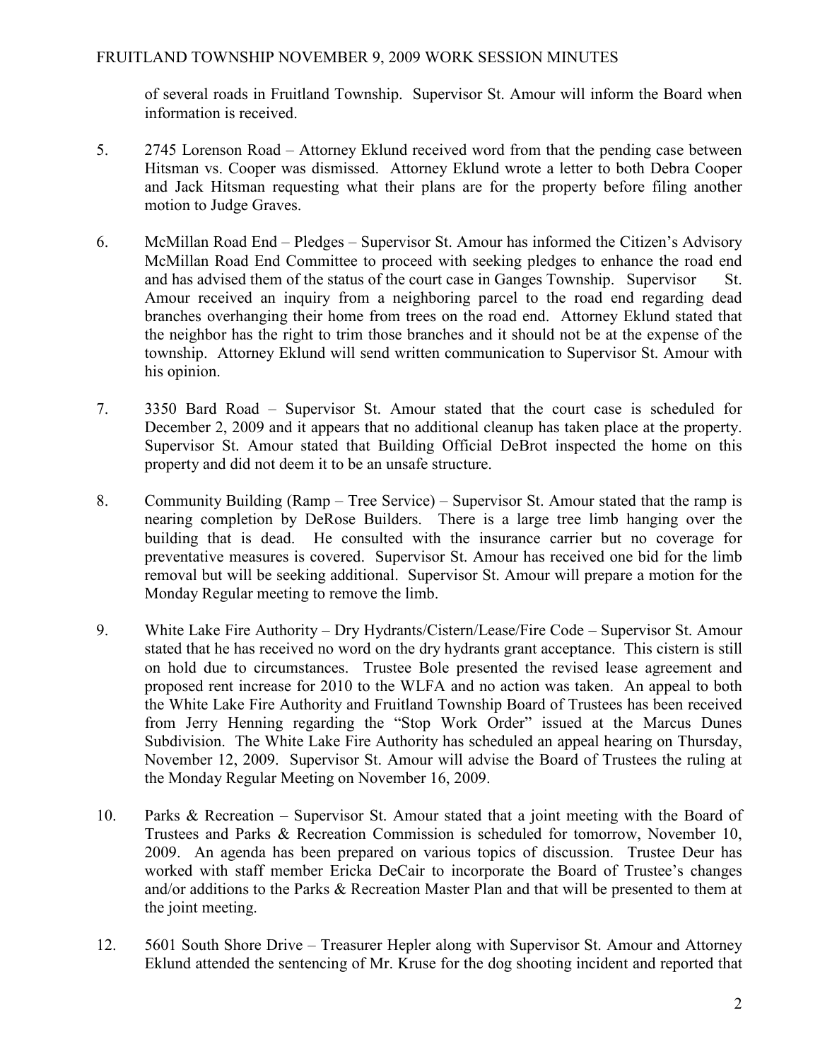of several roads in Fruitland Township. Supervisor St. Amour will inform the Board when information is received.

5. 2745 Lorenson Road – Attorney Eklund received word from that the pending case between Hitsman vs. Cooper was dismissed. Attorney Eklund wrote a letter to both Debra Cooper and Jack Hitsman requesting what their plans are for the property before filing another motion to Judge Graves.

6. McMillan Road End – Pledges – Supervisor St. Amour has informed the Citizen's Advisory McMillan Road End Committee to proceed with seeking pledges to enhance the road end and has advised them of the status of the court case in Ganges Township. Supervisor St. Amour received an inquiry from a neighboring parcel to the road end regarding dead branches overhanging their home from trees on the road end. Attorney Eklund stated that the neighbor has the right to trim those branches and it should not be at the expense of the township. Attorney Eklund will send written communication to Supervisor St. Amour with his opinion.

7. 3350 Bard Road – Supervisor St. Amour stated that the court case is scheduled for December 2, 2009 and it appears that no additional cleanup has taken place at the property. Supervisor St. Amour stated that Building Official DeBrot inspected the home on this property and did not deem it to be an unsafe structure.

8. Community Building (Ramp – Tree Service) – Supervisor St. Amour stated that the ramp is nearing completion by DeRose Builders. There is a large tree limb hanging over the building that is dead. He consulted with the insurance carrier but no coverage for preventative measures is covered. Supervisor St. Amour has received one bid for the limb removal but will be seeking additional. Supervisor St. Amour will prepare a motion for the Monday Regular meeting to remove the limb.

9. White Lake Fire Authority – Dry Hydrants/Cistern/Lease/Fire Code – Supervisor St. Amour stated that he has received no word on the dry hydrants grant acceptance. This cistern is still on hold due to circumstances. Trustee Bole presented the revised lease agreement and proposed rent increase for 2010 to the WLFA and no action was taken. An appeal to both the White Lake Fire Authority and Fruitland Township Board of Trustees has been received from Jerry Henning regarding the "Stop Work Order" issued at the Marcus Dunes Subdivision. The White Lake Fire Authority has scheduled an appeal hearing on Thursday, November 12, 2009. Supervisor St. Amour will advise the Board of Trustees the ruling at the Monday Regular Meeting on November 16, 2009.

10. Parks & Recreation – Supervisor St. Amour stated that a joint meeting with the Board of Trustees and Parks & Recreation Commission is scheduled for tomorrow, November 10, 2009. An agenda has been prepared on various topics of discussion. Trustee Deur has worked with staff member Ericka DeCair to incorporate the Board of Trustee's changes and/or additions to the Parks & Recreation Master Plan and that will be presented to them at the joint meeting.

12. 5601 South Shore Drive – Treasurer Hepler along with Supervisor St. Amour and Attorney Eklund attended the sentencing of Mr. Kruse for the dog shooting incident and reported that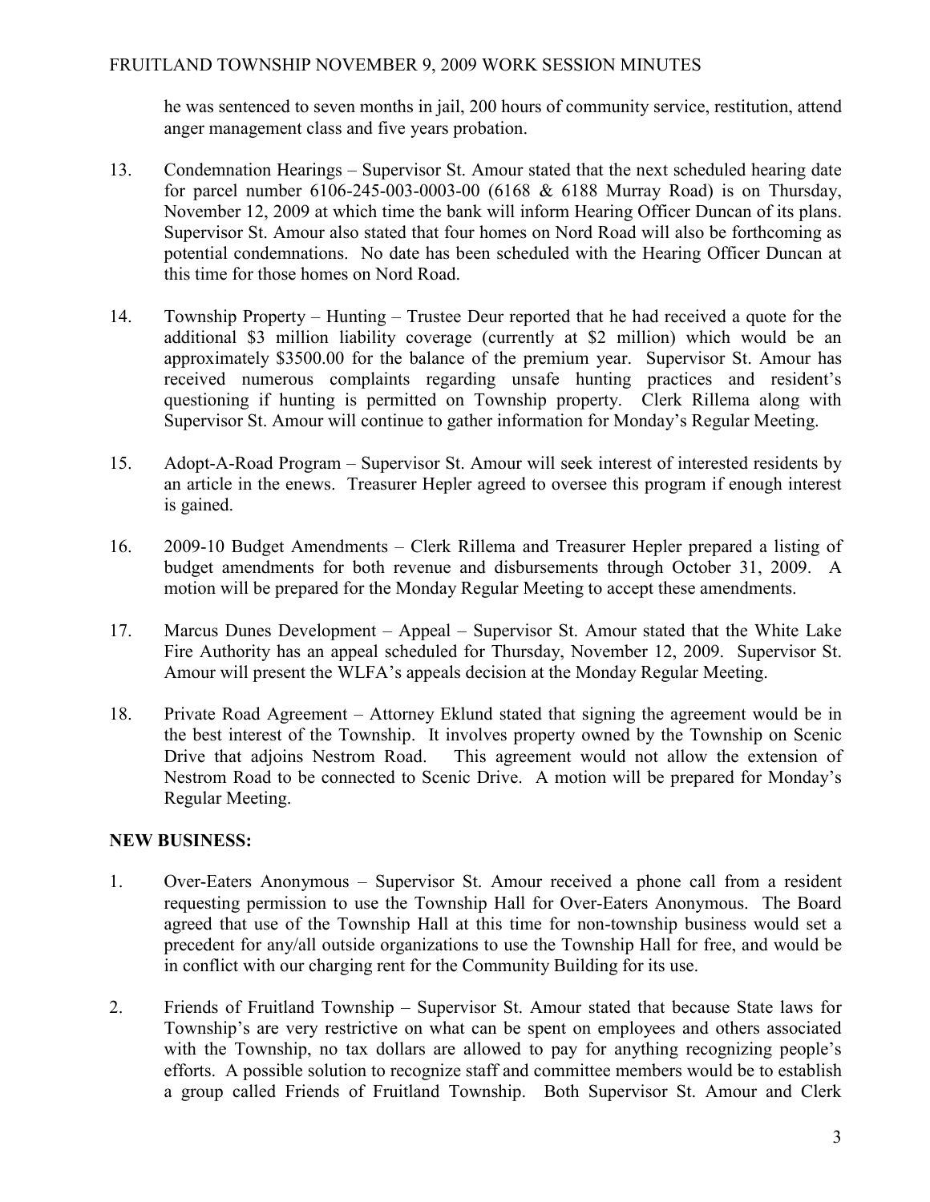he was sentenced to seven months in jail, 200 hours of community service, restitution, attend anger management class and five years probation.

13. Condemnation Hearings – Supervisor St. Amour stated that the next scheduled hearing date for parcel number 6106-245-003-0003-00 (6168 & 6188 Murray Road) is on Thursday, November 12, 2009 at which time the bank will inform Hearing Officer Duncan of its plans. Supervisor St. Amour also stated that four homes on Nord Road will also be forthcoming as potential condemnations. No date has been scheduled with the Hearing Officer Duncan at this time for those homes on Nord Road.

14. Township Property – Hunting – Trustee Deur reported that he had received a quote for the additional $3 million liability coverage (currently at $2 million) which would be an approximately $3500.00 for the balance of the premium year. Supervisor St. Amour has received numerous complaints regarding unsafe hunting practices and resident's questioning if hunting is permitted on Township property. Clerk Rillema along with Supervisor St. Amour will continue to gather information for Monday's Regular Meeting.

15. Adopt-A-Road Program – Supervisor St. Amour will seek interest of interested residents by an article in the enews. Treasurer Hepler agreed to oversee this program if enough interest is gained.

16. 2009-10 Budget Amendments – Clerk Rillema and Treasurer Hepler prepared a listing of budget amendments for both revenue and disbursements through October 31, 2009. A motion will be prepared for the Monday Regular Meeting to accept these amendments.

17. Marcus Dunes Development – Appeal – Supervisor St. Amour stated that the White Lake Fire Authority has an appeal scheduled for Thursday, November 12, 2009. Supervisor St. Amour will present the WLFA's appeals decision at the Monday Regular Meeting.

18. Private Road Agreement – Attorney Eklund stated that signing the agreement would be in the best interest of the Township. It involves property owned by the Township on Scenic Drive that adjoins Nestrom Road. This agreement would not allow the extension of Nestrom Road to be connected to Scenic Drive. A motion will be prepared for Monday's Regular Meeting.

**NEW BUSINESS:**

1. Over-Eaters Anonymous – Supervisor St. Amour received a phone call from a resident requesting permission to use the Township Hall for Over-Eaters Anonymous. The Board agreed that use of the Township Hall at this time for non-township business would set a precedent for any/all outside organizations to use the Township Hall for free, and would be in conflict with our charging rent for the Community Building for its use.

2. Friends of Fruitland Township – Supervisor St. Amour stated that because State laws for Township's are very restrictive on what can be spent on employees and others associated with the Township, no tax dollars are allowed to pay for anything recognizing people's efforts. A possible solution to recognize staff and committee members would be to establish a group called Friends of Fruitland Township. Both Supervisor St. Amour and Clerk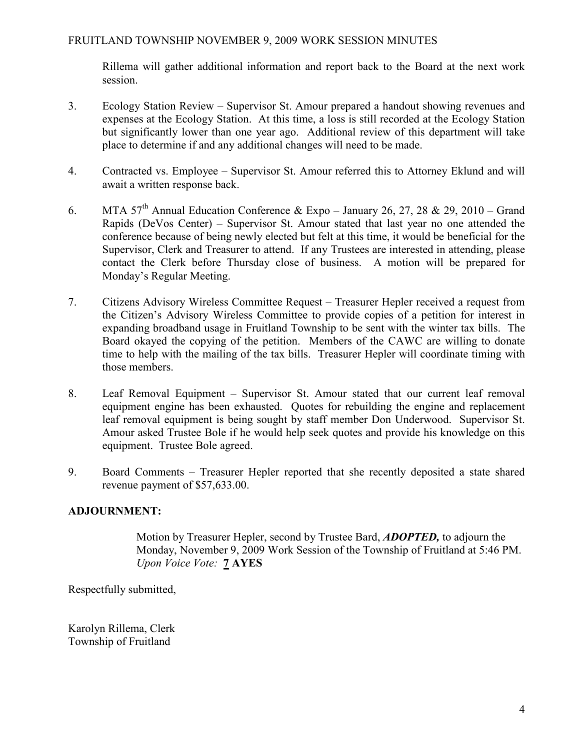Rillema will gather additional information and report back to the Board at the next work session.

3. Ecology Station Review – Supervisor St. Amour prepared a handout showing revenues and expenses at the Ecology Station. At this time, a loss is still recorded at the Ecology Station but significantly lower than one year ago. Additional review of this department will take place to determine if and any additional changes will need to be made.

4. Contracted vs. Employee – Supervisor St. Amour referred this to Attorney Eklund and will await a written response back.

6. MTA 57th Annual Education Conference & Expo – January 26, 27, 28 & 29, 2010 – Grand Rapids (DeVos Center) – Supervisor St. Amour stated that last year no one attended the conference because of being newly elected but felt at this time, it would be beneficial for the Supervisor, Clerk and Treasurer to attend. If any Trustees are interested in attending, please contact the Clerk before Thursday close of business. A motion will be prepared for Monday's Regular Meeting.

7. Citizens Advisory Wireless Committee Request – Treasurer Hepler received a request from the Citizen's Advisory Wireless Committee to provide copies of a petition for interest in expanding broadband usage in Fruitland Township to be sent with the winter tax bills. The Board okayed the copying of the petition. Members of the CAWC are willing to donate time to help with the mailing of the tax bills. Treasurer Hepler will coordinate timing with those members.

8. Leaf Removal Equipment – Supervisor St. Amour stated that our current leaf removal equipment engine has been exhausted. Quotes for rebuilding the engine and replacement leaf removal equipment is being sought by staff member Don Underwood. Supervisor St. Amour asked Trustee Bole if he would help seek quotes and provide his knowledge on this equipment. Trustee Bole agreed.

9. Board Comments – Treasurer Hepler reported that she recently deposited a state shared revenue payment of $57,633.00.

## ADJOURNMENT:

Motion by Treasurer Hepler, second by Trustee Bard, ***ADOPTED,*** to adjourn the Monday, November 9, 2009 Work Session of the Township of Fruitland at 5:46 PM. *Upon Voice Vote:* **7 AYES**

Respectfully submitted,

Karolyn Rillema, Clerk
Township of Fruitland